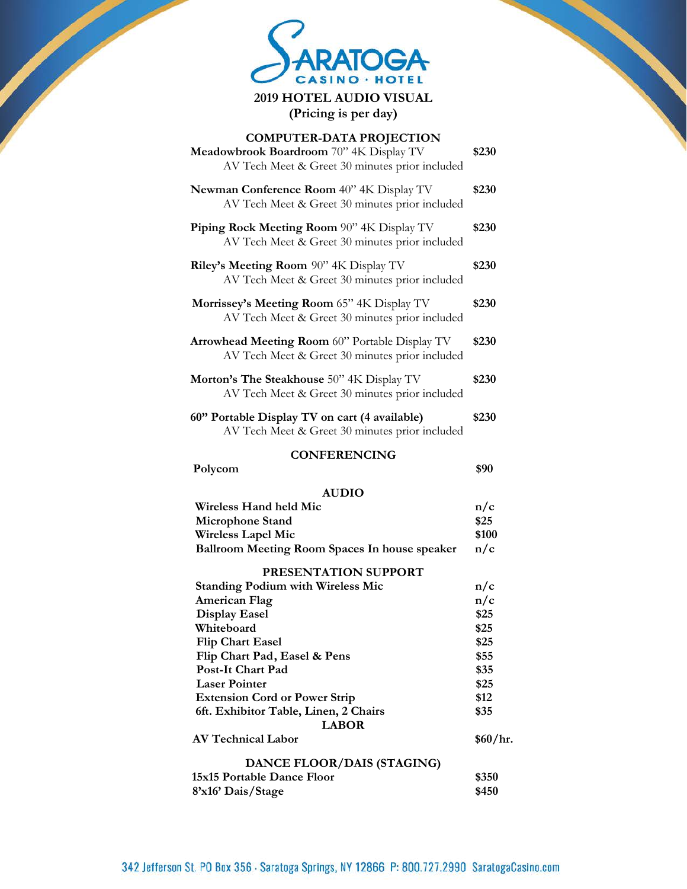# SARATOGA CASINO · HOTEL

## 2019 HOTEL AUDIO VISUAL
(Pricing is per day)

### COMPUTER-DATA PROJECTION

| Item | Price |
|---|---|
| **Meadowbrook Boardroom** 70" 4K Display TV<br>AV Tech Meet & Greet 30 minutes prior included | **$230** |
| **Newman Conference Room** 40" 4K Display TV<br>AV Tech Meet & Greet 30 minutes prior included | **$230** |
| **Piping Rock Meeting Room** 90" 4K Display TV<br>AV Tech Meet & Greet 30 minutes prior included | **$230** |
| **Riley's Meeting Room** 90" 4K Display TV<br>AV Tech Meet & Greet 30 minutes prior included | **$230** |
| **Morrissey's Meeting Room** 65" 4K Display TV<br>AV Tech Meet & Greet 30 minutes prior included | **$230** |
| **Arrowhead Meeting Room** 60" Portable Display TV<br>AV Tech Meet & Greet 30 minutes prior included | **$230** |
| **Morton's The Steakhouse** 50" 4K Display TV<br>AV Tech Meet & Greet 30 minutes prior included | **$230** |
| **60" Portable Display TV on cart (4 available)**<br>AV Tech Meet & Greet 30 minutes prior included | **$230** |

### CONFERENCING

| Item | Price |
|---|---|
| **Polycom** | **$90** |

### AUDIO

| Item | Price |
|---|---|
| **Wireless Hand held Mic** | **n/c** |
| **Microphone Stand** | **$25** |
| **Wireless Lapel Mic** | **$100** |
| **Ballroom Meeting Room Spaces In house speaker** | **n/c** |

### PRESENTATION SUPPORT

| Item | Price |
|---|---|
| **Standing Podium with Wireless Mic** | **n/c** |
| **American Flag** | **n/c** |
| **Display Easel** | **$25** |
| **Whiteboard** | **$25** |
| **Flip Chart Easel** | **$25** |
| **Flip Chart Pad, Easel & Pens** | **$55** |
| **Post-It Chart Pad** | **$35** |
| **Laser Pointer** | **$25** |
| **Extension Cord or Power Strip** | **$12** |
| **6ft. Exhibitor Table, Linen, 2 Chairs** | **$35** |

### LABOR

| Item | Price |
|---|---|
| **AV Technical Labor** | **$60/hr.** |

### DANCE FLOOR/DAIS (STAGING)

| Item | Price |
|---|---|
| **15x15 Portable Dance Floor** | **$350** |
| **8'x16' Dais/Stage** | **$450** |

342 Jefferson St. PO Box 356 · Saratoga Springs, NY 12866 P: 800.727.2990 SaratogaCasino.com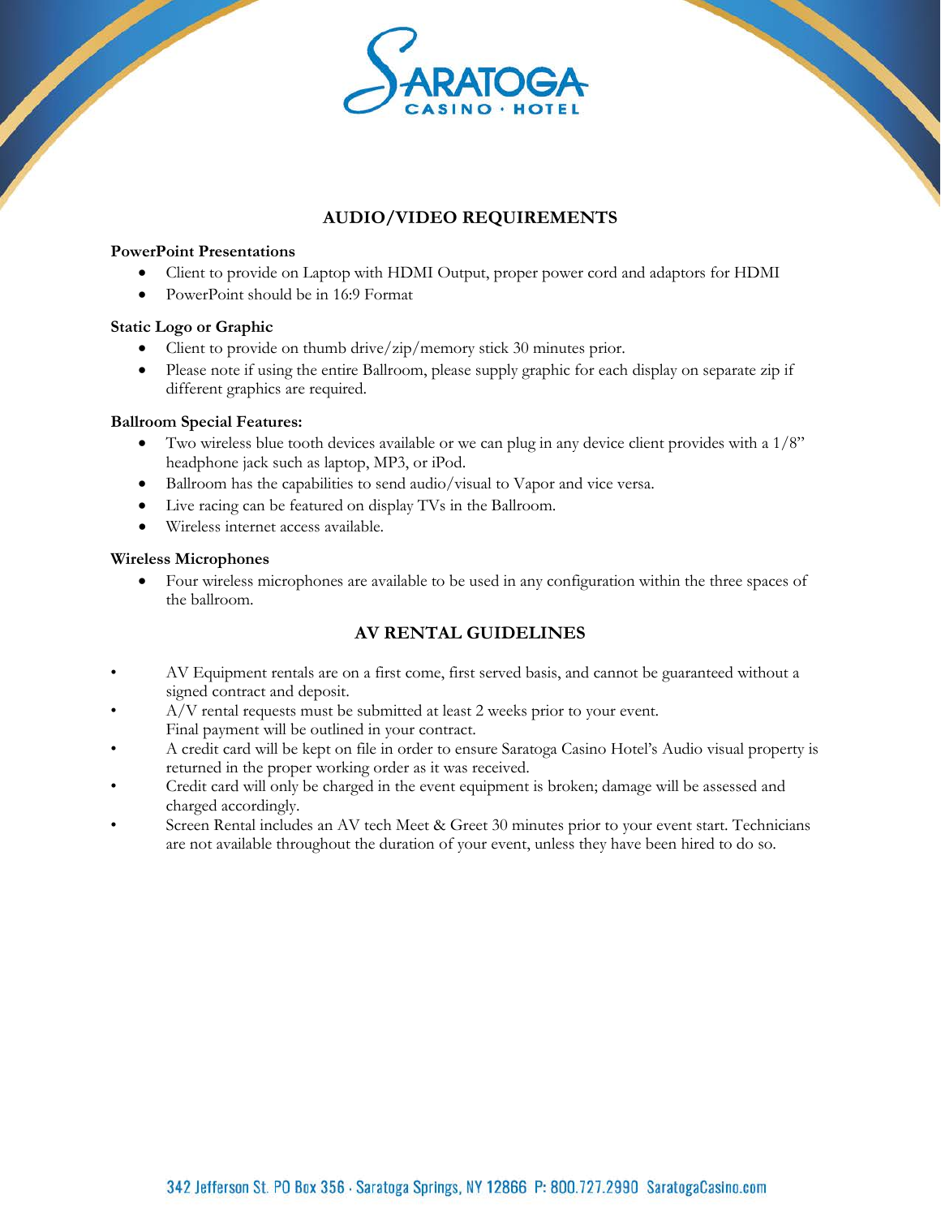SARATOGA
CASINO · HOTEL

## AUDIO/VIDEO REQUIREMENTS

**PowerPoint Presentations**

- Client to provide on Laptop with HDMI Output, proper power cord and adaptors for HDMI
- PowerPoint should be in 16:9 Format

**Static Logo or Graphic**

- Client to provide on thumb drive/zip/memory stick 30 minutes prior.
- Please note if using the entire Ballroom, please supply graphic for each display on separate zip if different graphics are required.

**Ballroom Special Features:**

- Two wireless blue tooth devices available or we can plug in any device client provides with a 1/8" headphone jack such as laptop, MP3, or iPod.
- Ballroom has the capabilities to send audio/visual to Vapor and vice versa.
- Live racing can be featured on display TVs in the Ballroom.
- Wireless internet access available.

**Wireless Microphones**

- Four wireless microphones are available to be used in any configuration within the three spaces of the ballroom.

## AV RENTAL GUIDELINES

- AV Equipment rentals are on a first come, first served basis, and cannot be guaranteed without a signed contract and deposit.
- A/V rental requests must be submitted at least 2 weeks prior to your event.
  Final payment will be outlined in your contract.
- A credit card will be kept on file in order to ensure Saratoga Casino Hotel's Audio visual property is returned in the proper working order as it was received.
- Credit card will only be charged in the event equipment is broken; damage will be assessed and charged accordingly.
- Screen Rental includes an AV tech Meet & Greet 30 minutes prior to your event start. Technicians are not available throughout the duration of your event, unless they have been hired to do so.

342 Jefferson St. PO Box 356 · Saratoga Springs, NY 12866 P: 800.727.2990 SaratogaCasino.com